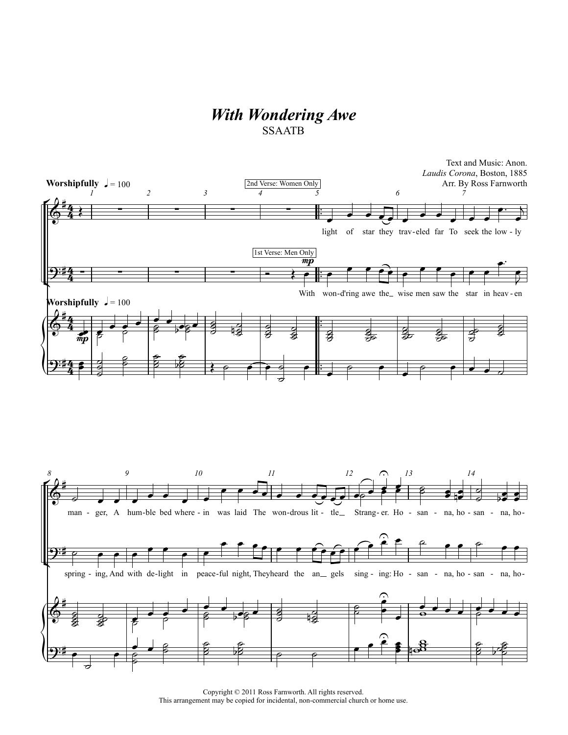# *With Wondering Awe*

SSAATB

Text and Music: Anon.
*Laudis Corona*, Boston, 1885
Arr. By Ross Farnworth

**Worshipfully** ♩ = 100

2nd Verse: Women Only

light of star they trav-eled far To seek the low-ly man-ger, A hum-ble bed where-in was laid The won-drous lit-tle Strang-er. Ho-san-na, ho-san-na, ho-

1st Verse: Men Only

*mp*

With won-d'ring awe the wise men saw the star in heav-en spring-ing, And with de-light in peace-ful night, They heard the an gels sing-ing: Ho-san-na, ho-san-na, ho-

**Worshipfully** ♩ = 100

*mp*

Copyright © 2011 Ross Farnworth. All rights reserved.
This arrangement may be copied for incidental, non-commercial church or home use.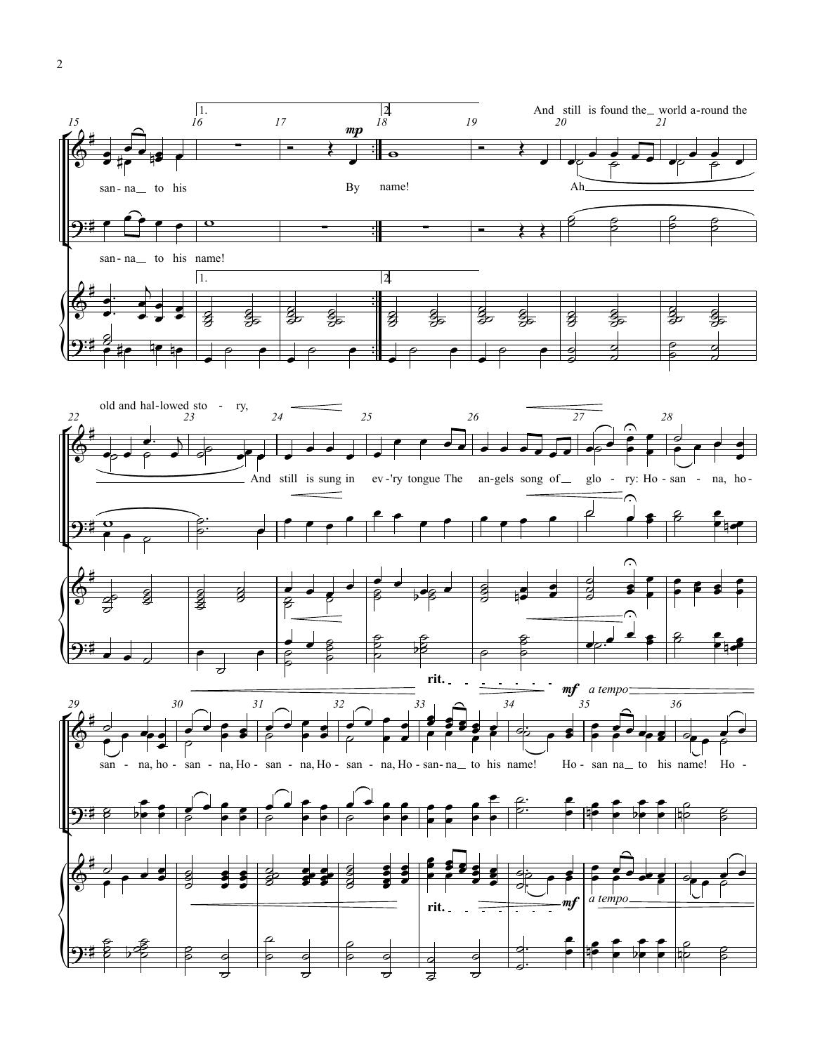And still is found the_ world a-round the old and hal-lowed sto - ry,

san - na_ to his By name! Ah_______________ And still is sung in ev - 'ry tongue The an - gels song of_ glo - ry: Ho - san - na, ho - san - na, ho - san - na, Ho - san - na, Ho - san - na, Ho - san - na_ to his name! Ho - san na_ to his name! Ho -

san - na_ to his name!

*mp* — *rit.* — *mf* *a tempo*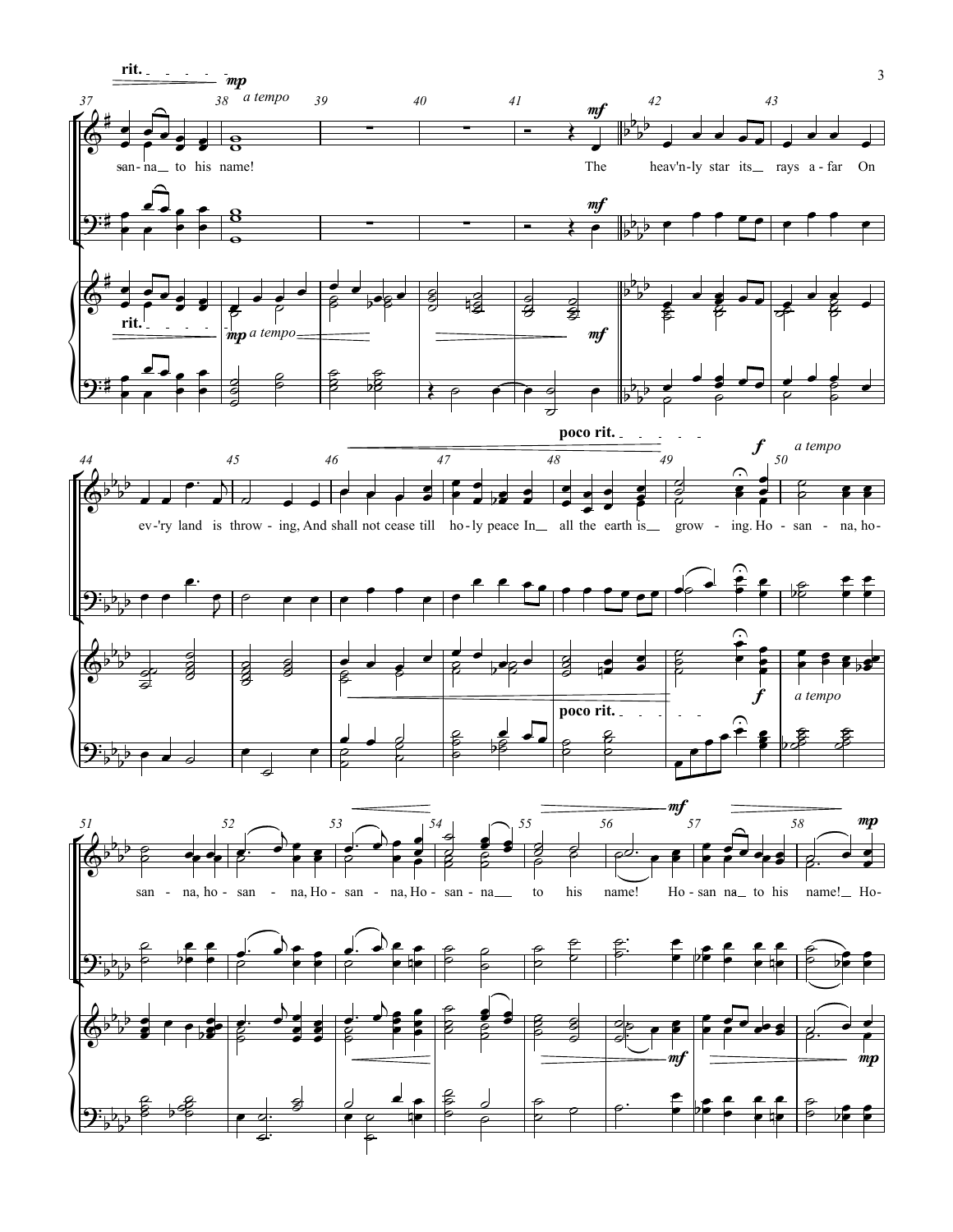rit. *mp* *a tempo* *mf*

san - na to his name! The heav'n-ly star its rays a - far On ev-'ry land is throw - ing, And shall not cease till ho-ly peace In all the earth is grow - ing.

poco rit. *f* *a tempo*

Ho - san - na, ho - san - na, ho - san - na, Ho - san - na, Ho - san - na to his name! Ho - san na to his name! Ho-

*mf* *mp*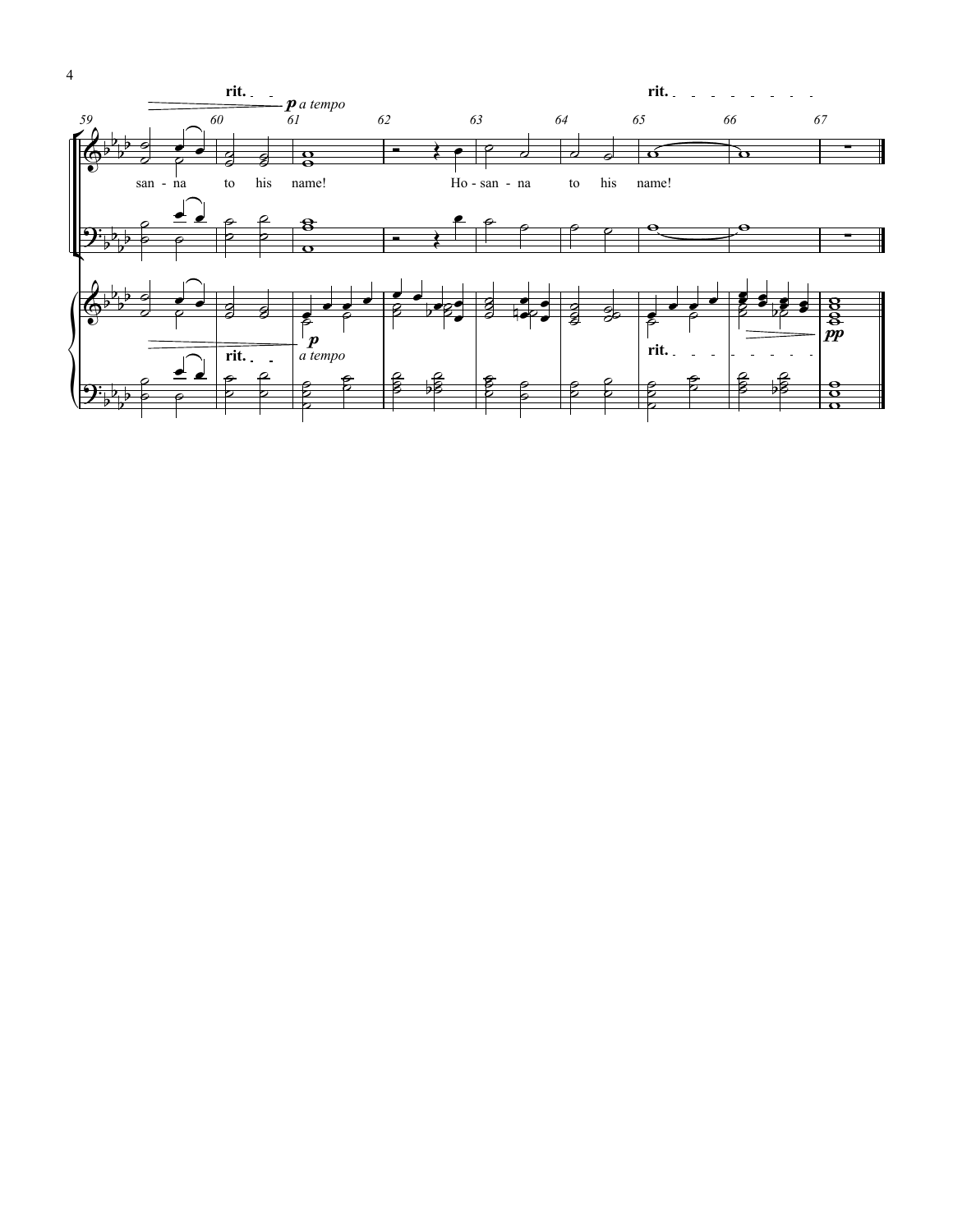rit. *p a tempo* rit.

59 60 61 62 63 64 65 66 67

san - na to his name! Ho - san - na to his name!

rit. *p a tempo* rit. *pp*